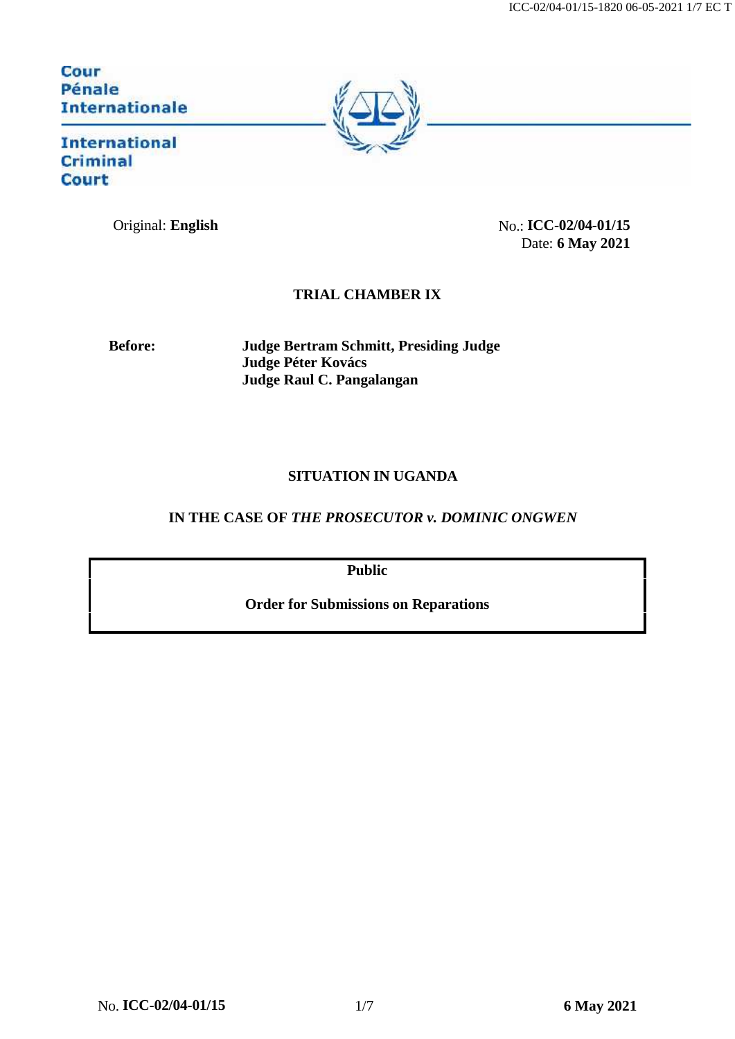Cour Pénale Internationale

International Criminal Court

Original: **English**

No.: **ICC-02/04-01/15**
Date: **6 May 2021**

**TRIAL CHAMBER IX**

**Before:** **Judge Bertram Schmitt, Presiding Judge**
**Judge Péter Kovács**
**Judge Raul C. Pangalangan**

**SITUATION IN UGANDA**

**IN THE CASE OF *THE PROSECUTOR v. DOMINIC ONGWEN***

**Public**

**Order for Submissions on Reparations**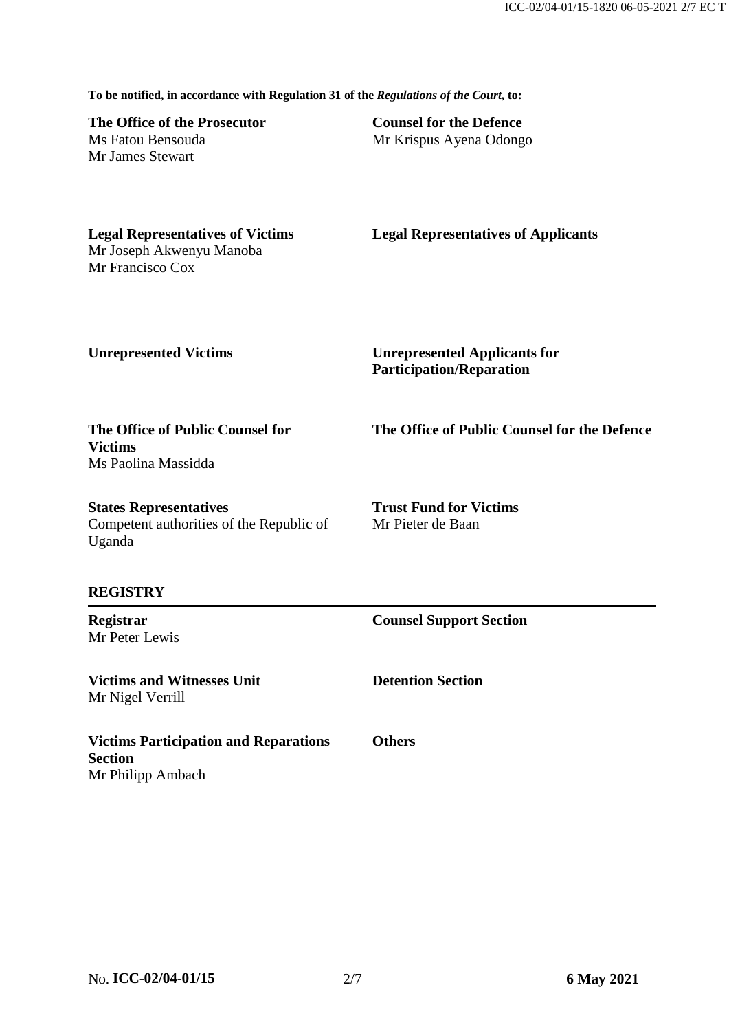**To be notified, in accordance with Regulation 31 of the *Regulations of the Court*, to:**

**The Office of the Prosecutor**
Ms Fatou Bensouda
Mr James Stewart

**Counsel for the Defence**
Mr Krispus Ayena Odongo

**Legal Representatives of Victims**
Mr Joseph Akwenyu Manoba
Mr Francisco Cox

**Legal Representatives of Applicants**

**Unrepresented Victims**

**Unrepresented Applicants for Participation/Reparation**

**The Office of Public Counsel for Victims**
Ms Paolina Massidda

**The Office of Public Counsel for the Defence**

**States Representatives**
Competent authorities of the Republic of Uganda

**Trust Fund for Victims**
Mr Pieter de Baan

## REGISTRY

**Registrar**
Mr Peter Lewis

**Counsel Support Section**

**Victims and Witnesses Unit**
Mr Nigel Verrill

**Detention Section**

**Victims Participation and Reparations Section**
Mr Philipp Ambach

**Others**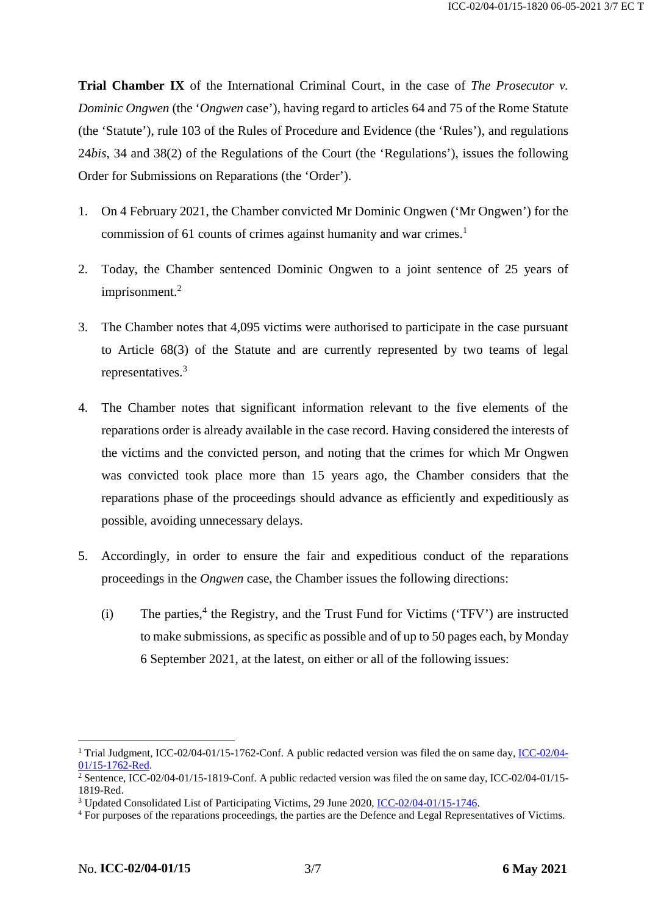**Trial Chamber IX** of the International Criminal Court, in the case of *The Prosecutor v. Dominic Ongwen* (the '*Ongwen* case'), having regard to articles 64 and 75 of the Rome Statute (the 'Statute'), rule 103 of the Rules of Procedure and Evidence (the 'Rules'), and regulations 24*bis*, 34 and 38(2) of the Regulations of the Court (the 'Regulations'), issues the following Order for Submissions on Reparations (the 'Order').

1. On 4 February 2021, the Chamber convicted Mr Dominic Ongwen ('Mr Ongwen') for the commission of 61 counts of crimes against humanity and war crimes.[1]

2. Today, the Chamber sentenced Dominic Ongwen to a joint sentence of 25 years of imprisonment.[2]

3. The Chamber notes that 4,095 victims were authorised to participate in the case pursuant to Article 68(3) of the Statute and are currently represented by two teams of legal representatives.[3]

4. The Chamber notes that significant information relevant to the five elements of the reparations order is already available in the case record. Having considered the interests of the victims and the convicted person, and noting that the crimes for which Mr Ongwen was convicted took place more than 15 years ago, the Chamber considers that the reparations phase of the proceedings should advance as efficiently and expeditiously as possible, avoiding unnecessary delays.

5. Accordingly, in order to ensure the fair and expeditious conduct of the reparations proceedings in the *Ongwen* case, the Chamber issues the following directions:

   (i) The parties,[4] the Registry, and the Trust Fund for Victims ('TFV') are instructed to make submissions, as specific as possible and of up to 50 pages each, by Monday 6 September 2021, at the latest, on either or all of the following issues:

---

[1] Trial Judgment, ICC-02/04-01/15-1762-Conf. A public redacted version was filed the on same day, ICC-02/04-01/15-1762-Red.

[2] Sentence, ICC-02/04-01/15-1819-Conf. A public redacted version was filed the on same day, ICC-02/04-01/15-1819-Red.

[3] Updated Consolidated List of Participating Victims, 29 June 2020, ICC-02/04-01/15-1746.

[4] For purposes of the reparations proceedings, the parties are the Defence and Legal Representatives of Victims.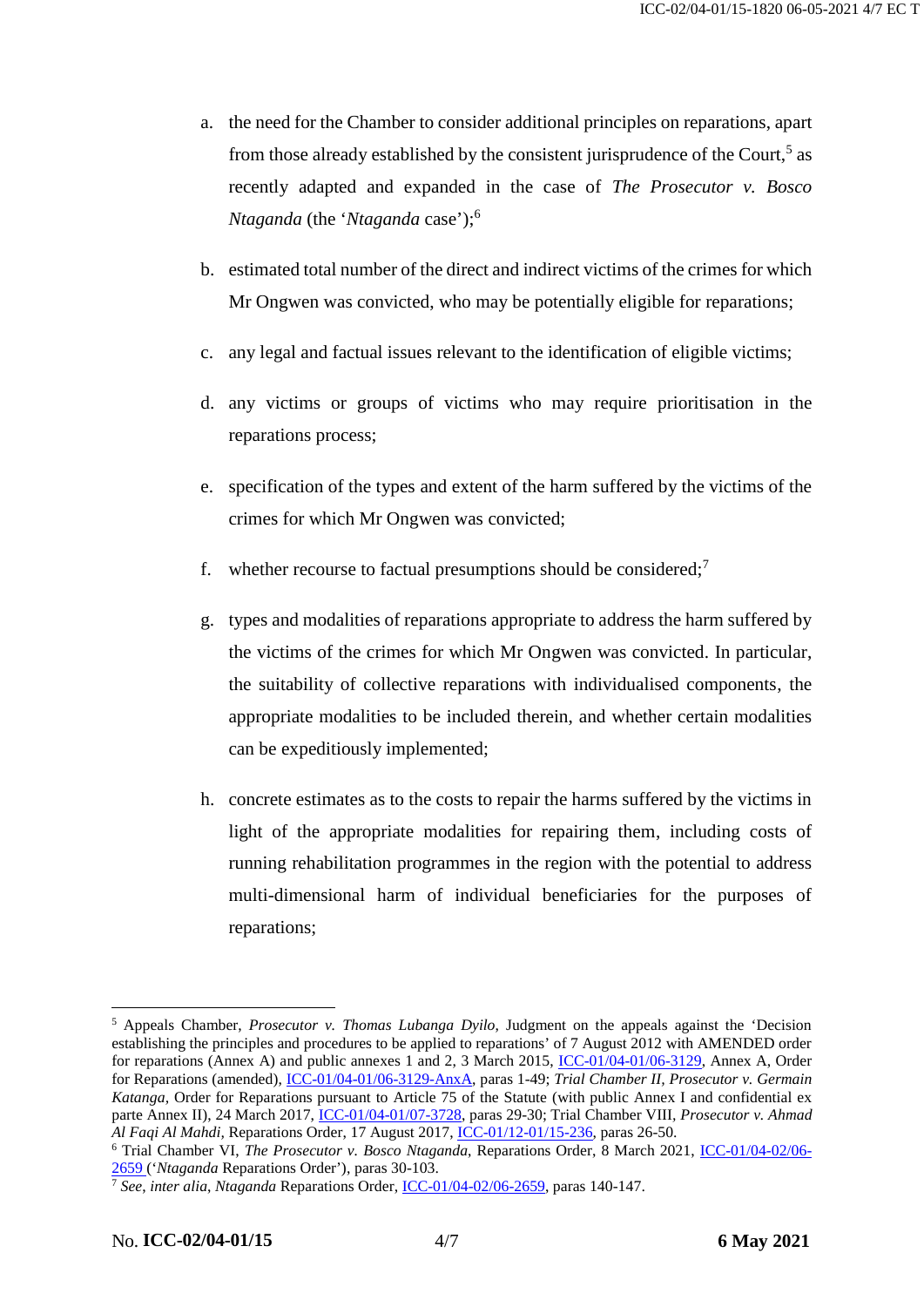a. the need for the Chamber to consider additional principles on reparations, apart from those already established by the consistent jurisprudence of the Court,[5] as recently adapted and expanded in the case of *The Prosecutor v. Bosco Ntaganda* (the '*Ntaganda* case');[6]

b. estimated total number of the direct and indirect victims of the crimes for which Mr Ongwen was convicted, who may be potentially eligible for reparations;

c. any legal and factual issues relevant to the identification of eligible victims;

d. any victims or groups of victims who may require prioritisation in the reparations process;

e. specification of the types and extent of the harm suffered by the victims of the crimes for which Mr Ongwen was convicted;

f. whether recourse to factual presumptions should be considered;[7]

g. types and modalities of reparations appropriate to address the harm suffered by the victims of the crimes for which Mr Ongwen was convicted. In particular, the suitability of collective reparations with individualised components, the appropriate modalities to be included therein, and whether certain modalities can be expeditiously implemented;

h. concrete estimates as to the costs to repair the harms suffered by the victims in light of the appropriate modalities for repairing them, including costs of running rehabilitation programmes in the region with the potential to address multi-dimensional harm of individual beneficiaries for the purposes of reparations;

---

[5] Appeals Chamber, *Prosecutor v. Thomas Lubanga Dyilo*, Judgment on the appeals against the 'Decision establishing the principles and procedures to be applied to reparations' of 7 August 2012 with AMENDED order for reparations (Annex A) and public annexes 1 and 2, 3 March 2015, ICC-01/04-01/06-3129, Annex A, Order for Reparations (amended), ICC-01/04-01/06-3129-AnxA, paras 1-49; *Trial Chamber II, Prosecutor v. Germain Katanga*, Order for Reparations pursuant to Article 75 of the Statute (with public Annex I and confidential ex parte Annex II), 24 March 2017, ICC-01/04-01/07-3728, paras 29-30; Trial Chamber VIII, *Prosecutor v. Ahmad Al Faqi Al Mahdi*, Reparations Order, 17 August 2017, ICC-01/12-01/15-236, paras 26-50.

[6] Trial Chamber VI, *The Prosecutor v. Bosco Ntaganda*, Reparations Order, 8 March 2021, ICC-01/04-02/06-2659 ('*Ntaganda* Reparations Order'), paras 30-103.

[7] *See*, *inter alia*, *Ntaganda* Reparations Order, ICC-01/04-02/06-2659, paras 140-147.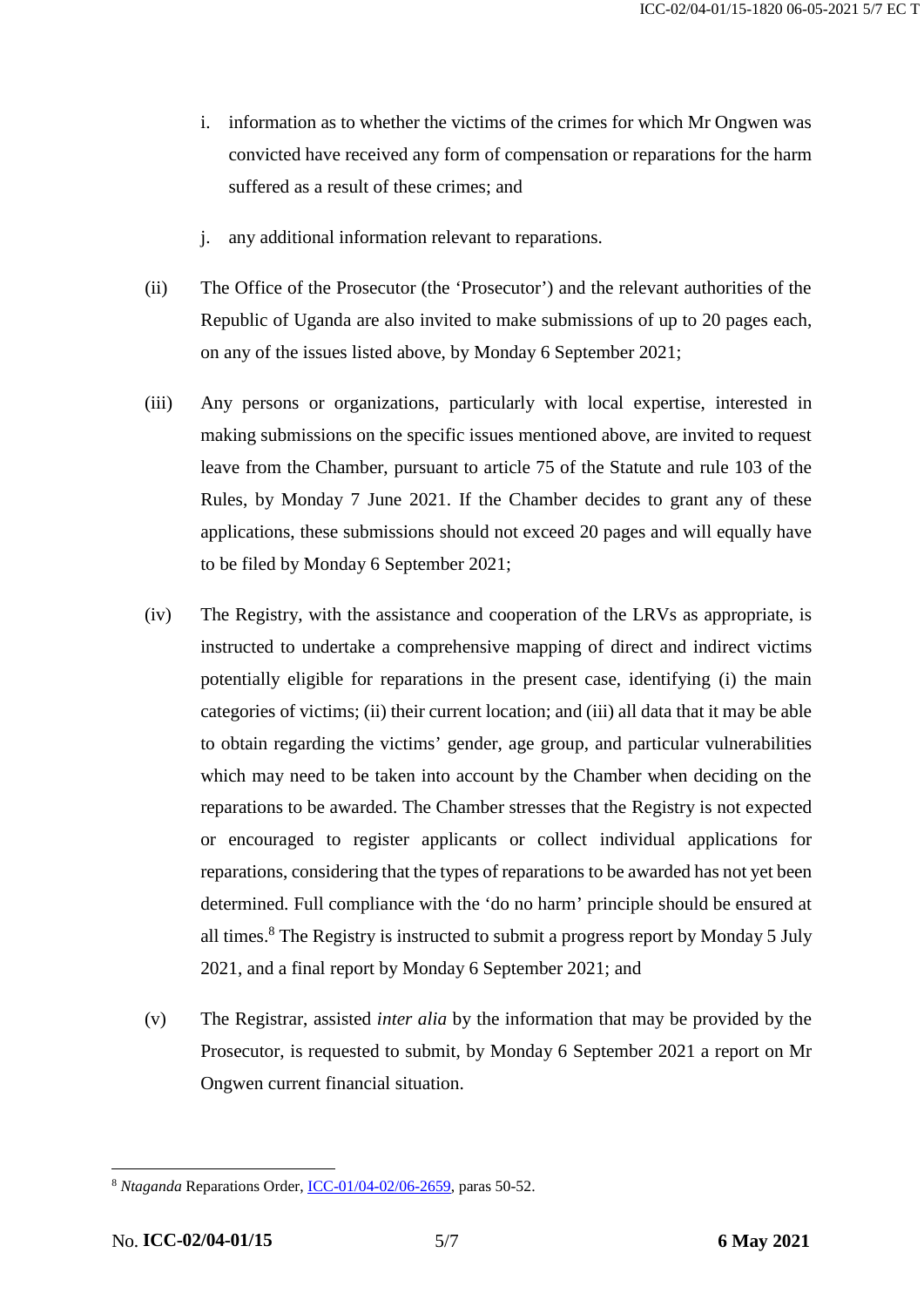i. information as to whether the victims of the crimes for which Mr Ongwen was convicted have received any form of compensation or reparations for the harm suffered as a result of these crimes; and

j. any additional information relevant to reparations.

(ii) The Office of the Prosecutor (the 'Prosecutor') and the relevant authorities of the Republic of Uganda are also invited to make submissions of up to 20 pages each, on any of the issues listed above, by Monday 6 September 2021;

(iii) Any persons or organizations, particularly with local expertise, interested in making submissions on the specific issues mentioned above, are invited to request leave from the Chamber, pursuant to article 75 of the Statute and rule 103 of the Rules, by Monday 7 June 2021. If the Chamber decides to grant any of these applications, these submissions should not exceed 20 pages and will equally have to be filed by Monday 6 September 2021;

(iv) The Registry, with the assistance and cooperation of the LRVs as appropriate, is instructed to undertake a comprehensive mapping of direct and indirect victims potentially eligible for reparations in the present case, identifying (i) the main categories of victims; (ii) their current location; and (iii) all data that it may be able to obtain regarding the victims' gender, age group, and particular vulnerabilities which may need to be taken into account by the Chamber when deciding on the reparations to be awarded. The Chamber stresses that the Registry is not expected or encouraged to register applicants or collect individual applications for reparations, considering that the types of reparations to be awarded has not yet been determined. Full compliance with the 'do no harm' principle should be ensured at all times.[8] The Registry is instructed to submit a progress report by Monday 5 July 2021, and a final report by Monday 6 September 2021; and

(v) The Registrar, assisted *inter alia* by the information that may be provided by the Prosecutor, is requested to submit, by Monday 6 September 2021 a report on Mr Ongwen current financial situation.

---

[8] *Ntaganda* Reparations Order, ICC-01/04-02/06-2659, paras 50-52.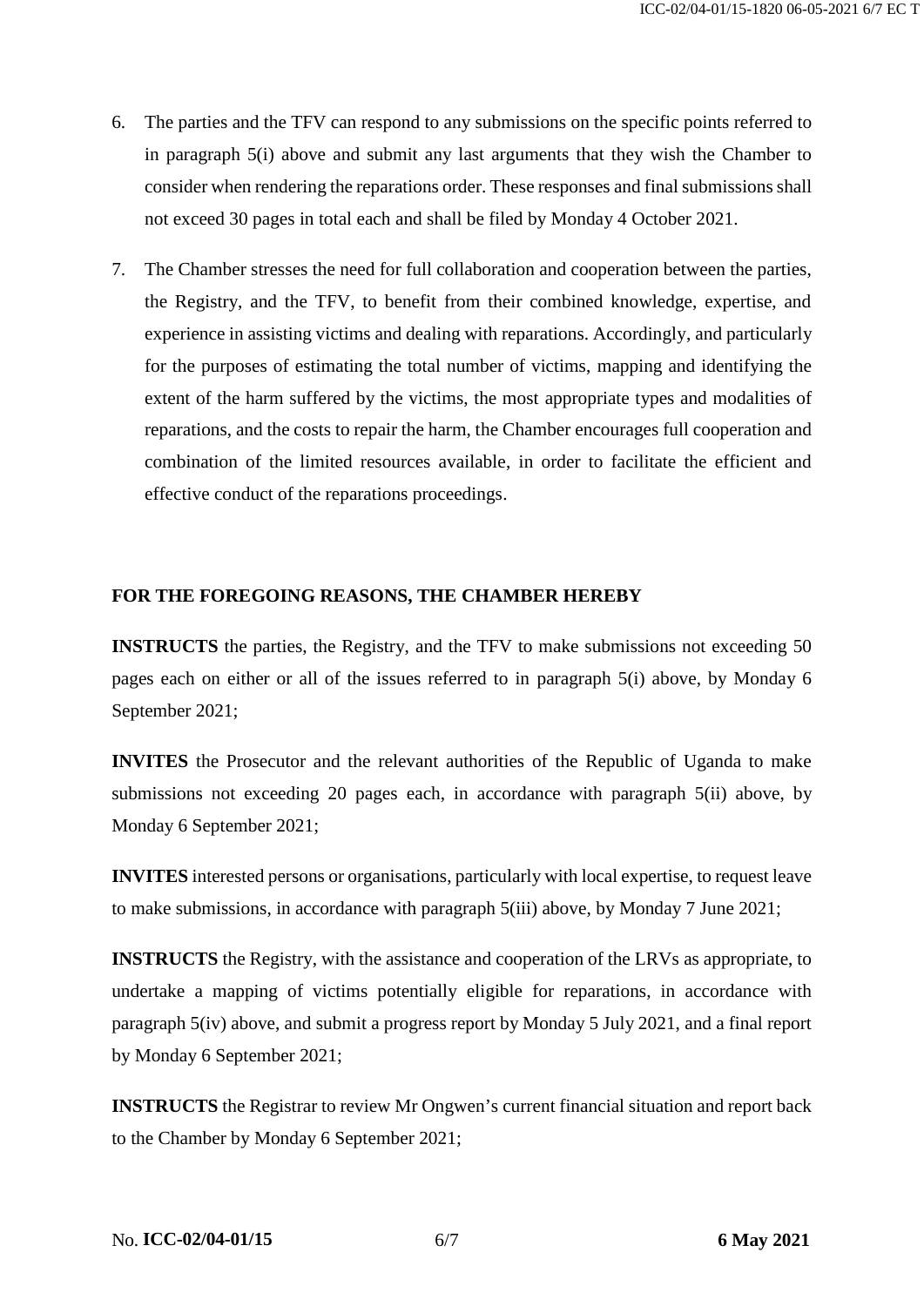6. The parties and the TFV can respond to any submissions on the specific points referred to in paragraph 5(i) above and submit any last arguments that they wish the Chamber to consider when rendering the reparations order. These responses and final submissions shall not exceed 30 pages in total each and shall be filed by Monday 4 October 2021.

7. The Chamber stresses the need for full collaboration and cooperation between the parties, the Registry, and the TFV, to benefit from their combined knowledge, expertise, and experience in assisting victims and dealing with reparations. Accordingly, and particularly for the purposes of estimating the total number of victims, mapping and identifying the extent of the harm suffered by the victims, the most appropriate types and modalities of reparations, and the costs to repair the harm, the Chamber encourages full cooperation and combination of the limited resources available, in order to facilitate the efficient and effective conduct of the reparations proceedings.

**FOR THE FOREGOING REASONS, THE CHAMBER HEREBY**

**INSTRUCTS** the parties, the Registry, and the TFV to make submissions not exceeding 50 pages each on either or all of the issues referred to in paragraph 5(i) above, by Monday 6 September 2021;

**INVITES** the Prosecutor and the relevant authorities of the Republic of Uganda to make submissions not exceeding 20 pages each, in accordance with paragraph 5(ii) above, by Monday 6 September 2021;

**INVITES** interested persons or organisations, particularly with local expertise, to request leave to make submissions, in accordance with paragraph 5(iii) above, by Monday 7 June 2021;

**INSTRUCTS** the Registry, with the assistance and cooperation of the LRVs as appropriate, to undertake a mapping of victims potentially eligible for reparations, in accordance with paragraph 5(iv) above, and submit a progress report by Monday 5 July 2021, and a final report by Monday 6 September 2021;

**INSTRUCTS** the Registrar to review Mr Ongwen's current financial situation and report back to the Chamber by Monday 6 September 2021;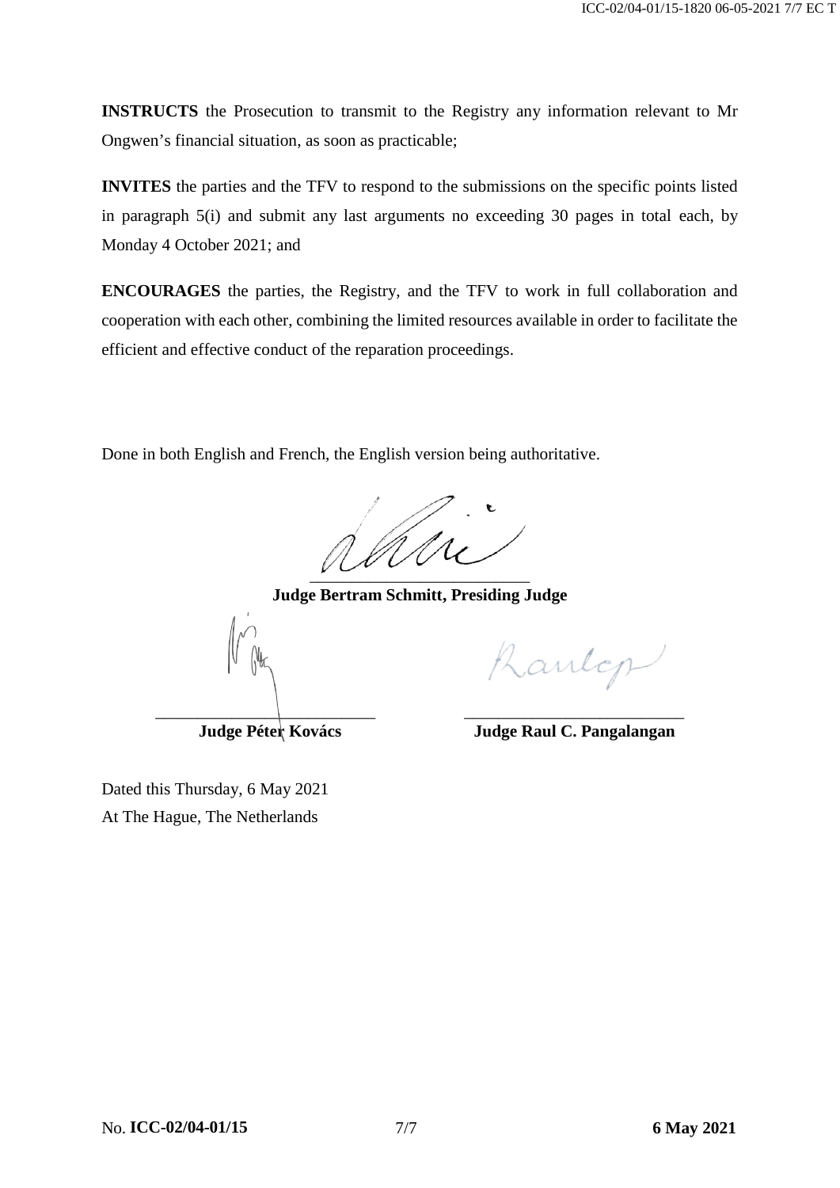**INSTRUCTS** the Prosecution to transmit to the Registry any information relevant to Mr Ongwen's financial situation, as soon as practicable;

**INVITES** the parties and the TFV to respond to the submissions on the specific points listed in paragraph 5(i) and submit any last arguments no exceeding 30 pages in total each, by Monday 4 October 2021; and

**ENCOURAGES** the parties, the Registry, and the TFV to work in full collaboration and cooperation with each other, combining the limited resources available in order to facilitate the efficient and effective conduct of the reparation proceedings.

Done in both English and French, the English version being authoritative.

__________________________

**Judge Bertram Schmitt, Presiding Judge**

__________________________ __________________________

**Judge Péter Kovács** **Judge Raul C. Pangalangan**

Dated this Thursday, 6 May 2021

At The Hague, The Netherlands